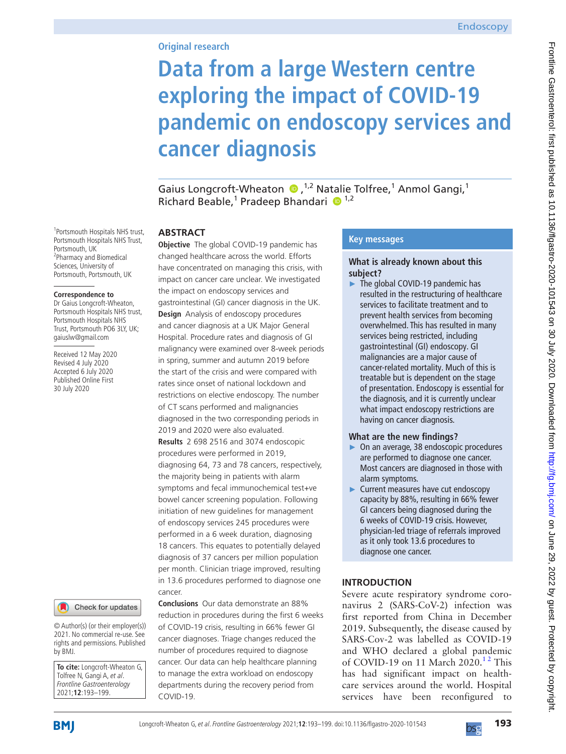Original research

# Data from a large Western centre exploring the impact of COVID-19 pandemic on endoscopy services and cancer diagnosis

Gaius Longcroft-Wheaton [1,2], Natalie Tolfree [1], Anmol Gangi [1], Richard Beable [1], Pradeep Bhandari [1,2]

[1] Portsmouth Hospitals NHS trust, Portsmouth Hospitals NHS Trust, Portsmouth, UK
[2] Pharmacy and Biomedical Sciences, University of Portsmouth, Portsmouth, UK

**Correspondence to**
Dr Gaius Longcroft-Wheaton, Portsmouth Hospitals NHS trust, Portsmouth Hospitals NHS Trust, Portsmouth PO6 3LY, UK; gaiuslw@gmail.com

Received 12 May 2020
Revised 4 July 2020
Accepted 6 July 2020
Published Online First 30 July 2020

© Author(s) (or their employer(s)) 2021. No commercial re-use. See rights and permissions. Published by BMJ.

**To cite:** Longcroft-Wheaton G, Tolfree N, Gangi A, *et al*. *Frontline Gastroenterology* 2021;**12**:193–199.

## ABSTRACT

**Objective** The global COVID-19 pandemic has changed healthcare across the world. Efforts have concentrated on managing this crisis, with impact on cancer care unclear. We investigated the impact on endoscopy services and gastrointestinal (GI) cancer diagnosis in the UK.

**Design** Analysis of endoscopy procedures and cancer diagnosis at a UK Major General Hospital. Procedure rates and diagnosis of GI malignancy were examined over 8-week periods in spring, summer and autumn 2019 before the start of the crisis and were compared with rates since onset of national lockdown and restrictions on elective endoscopy. The number of CT scans performed and malignancies diagnosed in the two corresponding periods in 2019 and 2020 were also evaluated.

**Results** 2 698 2516 and 3074 endoscopic procedures were performed in 2019, diagnosing 64, 73 and 78 cancers, respectively, the majority being in patients with alarm symptoms and fecal immunochemical test+ve bowel cancer screening population. Following initiation of new guidelines for management of endoscopy services 245 procedures were performed in a 6 week duration, diagnosing 18 cancers. This equates to potentially delayed diagnosis of 37 cancers per million population per month. Clinician triage improved, resulting in 13.6 procedures performed to diagnose one cancer.

**Conclusions** Our data demonstrate an 88% reduction in procedures during the first 6 weeks of COVID-19 crisis, resulting in 66% fewer GI cancer diagnoses. Triage changes reduced the number of procedures required to diagnose cancer. Our data can help healthcare planning to manage the extra workload on endoscopy departments during the recovery period from COVID-19.

## Key messages

### What is already known about this subject?

- The global COVID-19 pandemic has resulted in the restructuring of healthcare services to facilitate treatment and to prevent health services from becoming overwhelmed. This has resulted in many services being restricted, including gastrointestinal (GI) endoscopy. GI malignancies are a major cause of cancer-related mortality. Much of this is treatable but is dependent on the stage of presentation. Endoscopy is essential for the diagnosis, and it is currently unclear what impact endoscopy restrictions are having on cancer diagnosis.

### What are the new findings?

- On an average, 38 endoscopic procedures are performed to diagnose one cancer. Most cancers are diagnosed in those with alarm symptoms.
- Current measures have cut endoscopy capacity by 88%, resulting in 66% fewer GI cancers being diagnosed during the 6 weeks of COVID-19 crisis. However, physician-led triage of referrals improved as it only took 13.6 procedures to diagnose one cancer.

## INTRODUCTION

Severe acute respiratory syndrome coronavirus 2 (SARS-CoV-2) infection was first reported from China in December 2019. Subsequently, the disease caused by SARS-Cov-2 was labelled as COVID-19 and WHO declared a global pandemic of COVID-19 on 11 March 2020.[1,2] This has had significant impact on healthcare services around the world. Hospital services have been reconfigured to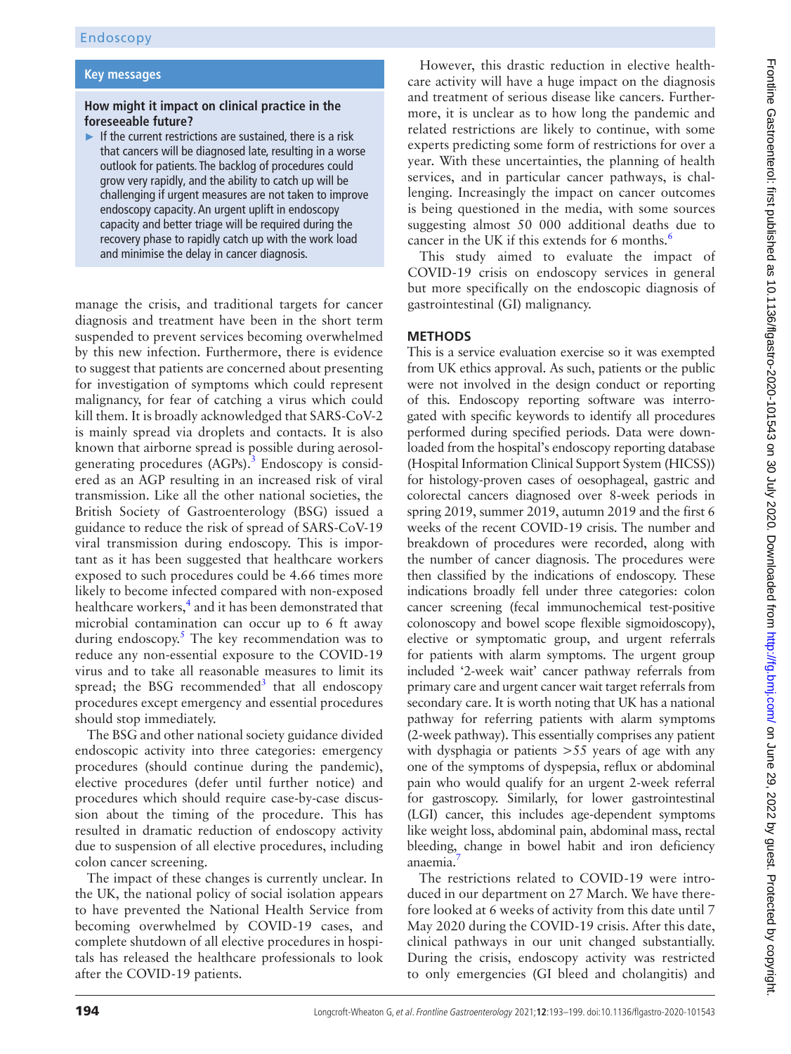## Key messages

**How might it impact on clinical practice in the foreseeable future?**

- If the current restrictions are sustained, there is a risk that cancers will be diagnosed late, resulting in a worse outlook for patients. The backlog of procedures could grow very rapidly, and the ability to catch up will be challenging if urgent measures are not taken to improve endoscopy capacity. An urgent uplift in endoscopy capacity and better triage will be required during the recovery phase to rapidly catch up with the work load and minimise the delay in cancer diagnosis.

manage the crisis, and traditional targets for cancer diagnosis and treatment have been in the short term suspended to prevent services becoming overwhelmed by this new infection. Furthermore, there is evidence to suggest that patients are concerned about presenting for investigation of symptoms which could represent malignancy, for fear of catching a virus which could kill them. It is broadly acknowledged that SARS-CoV-2 is mainly spread via droplets and contacts. It is also known that airborne spread is possible during aerosol-generating procedures (AGPs).[3] Endoscopy is considered as an AGP resulting in an increased risk of viral transmission. Like all the other national societies, the British Society of Gastroenterology (BSG) issued a guidance to reduce the risk of spread of SARS-CoV-19 viral transmission during endoscopy. This is important as it has been suggested that healthcare workers exposed to such procedures could be 4.66 times more likely to become infected compared with non-exposed healthcare workers,[4] and it has been demonstrated that microbial contamination can occur up to 6 ft away during endoscopy.[5] The key recommendation was to reduce any non-essential exposure to the COVID-19 virus and to take all reasonable measures to limit its spread; the BSG recommended[3] that all endoscopy procedures except emergency and essential procedures should stop immediately.

The BSG and other national society guidance divided endoscopic activity into three categories: emergency procedures (should continue during the pandemic), elective procedures (defer until further notice) and procedures which should require case-by-case discussion about the timing of the procedure. This has resulted in dramatic reduction of endoscopy activity due to suspension of all elective procedures, including colon cancer screening.

The impact of these changes is currently unclear. In the UK, the national policy of social isolation appears to have prevented the National Health Service from becoming overwhelmed by COVID-19 cases, and complete shutdown of all elective procedures in hospitals has released the healthcare professionals to look after the COVID-19 patients.

However, this drastic reduction in elective healthcare activity will have a huge impact on the diagnosis and treatment of serious disease like cancers. Furthermore, it is unclear as to how long the pandemic and related restrictions are likely to continue, with some experts predicting some form of restrictions for over a year. With these uncertainties, the planning of health services, and in particular cancer pathways, is challenging. Increasingly the impact on cancer outcomes is being questioned in the media, with some sources suggesting almost 50 000 additional deaths due to cancer in the UK if this extends for 6 months.[6]

This study aimed to evaluate the impact of COVID-19 crisis on endoscopy services in general but more specifically on the endoscopic diagnosis of gastrointestinal (GI) malignancy.

## METHODS

This is a service evaluation exercise so it was exempted from UK ethics approval. As such, patients or the public were not involved in the design conduct or reporting of this. Endoscopy reporting software was interrogated with specific keywords to identify all procedures performed during specified periods. Data were downloaded from the hospital's endoscopy reporting database (Hospital Information Clinical Support System (HICSS)) for histology-proven cases of oesophageal, gastric and colorectal cancers diagnosed over 8-week periods in spring 2019, summer 2019, autumn 2019 and the first 6 weeks of the recent COVID-19 crisis. The number and breakdown of procedures were recorded, along with the number of cancer diagnosis. The procedures were then classified by the indications of endoscopy. These indications broadly fell under three categories: colon cancer screening (fecal immunochemical test-positive colonoscopy and bowel scope flexible sigmoidoscopy), elective or symptomatic group, and urgent referrals for patients with alarm symptoms. The urgent group included '2-week wait' cancer pathway referrals from primary care and urgent cancer wait target referrals from secondary care. It is worth noting that UK has a national pathway for referring patients with alarm symptoms (2-week pathway). This essentially comprises any patient with dysphagia or patients >55 years of age with any one of the symptoms of dyspepsia, reflux or abdominal pain who would qualify for an urgent 2-week referral for gastroscopy. Similarly, for lower gastrointestinal (LGI) cancer, this includes age-dependent symptoms like weight loss, abdominal pain, abdominal mass, rectal bleeding, change in bowel habit and iron deficiency anaemia.[7]

The restrictions related to COVID-19 were introduced in our department on 27 March. We have therefore looked at 6 weeks of activity from this date until 7 May 2020 during the COVID-19 crisis. After this date, clinical pathways in our unit changed substantially. During the crisis, endoscopy activity was restricted to only emergencies (GI bleed and cholangitis) and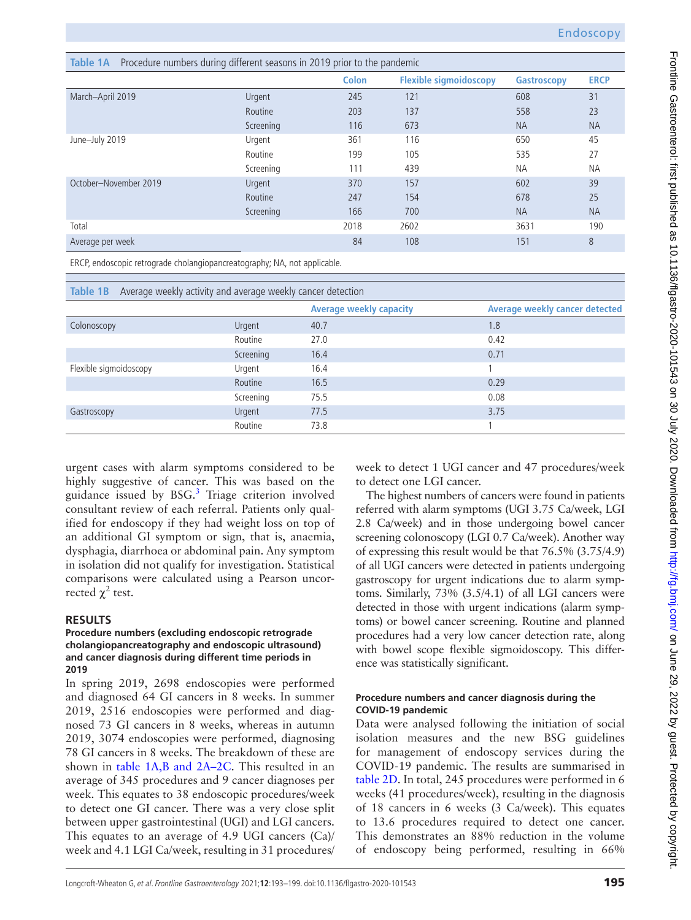**Table 1A** Procedure numbers during different seasons in 2019 prior to the pandemic

| | | Colon | Flexible sigmoidoscopy | Gastroscopy | ERCP |
|---|---|---|---|---|---|
| March–April 2019 | Urgent | 245 | 121 | 608 | 31 |
| | Routine | 203 | 137 | 558 | 23 |
| | Screening | 116 | 673 | NA | NA |
| June–July 2019 | Urgent | 361 | 116 | 650 | 45 |
| | Routine | 199 | 105 | 535 | 27 |
| | Screening | 111 | 439 | NA | NA |
| October–November 2019 | Urgent | 370 | 157 | 602 | 39 |
| | Routine | 247 | 154 | 678 | 25 |
| | Screening | 166 | 700 | NA | NA |
| Total | | 2018 | 2602 | 3631 | 190 |
| Average per week | | 84 | 108 | 151 | 8 |

ERCP, endoscopic retrograde cholangiopancreatography; NA, not applicable.

**Table 1B** Average weekly activity and average weekly cancer detection

| | | Average weekly capacity | Average weekly cancer detected |
|---|---|---|---|
| Colonoscopy | Urgent | 40.7 | 1.8 |
| | Routine | 27.0 | 0.42 |
| | Screening | 16.4 | 0.71 |
| Flexible sigmoidoscopy | Urgent | 16.4 | 1 |
| | Routine | 16.5 | 0.29 |
| | Screening | 75.5 | 0.08 |
| Gastroscopy | Urgent | 77.5 | 3.75 |
| | Routine | 73.8 | 1 |

urgent cases with alarm symptoms considered to be highly suggestive of cancer. This was based on the guidance issued by BSG.[3] Triage criterion involved consultant review of each referral. Patients only qualified for endoscopy if they had weight loss on top of an additional GI symptom or sign, that is, anaemia, dysphagia, diarrhoea or abdominal pain. Any symptom in isolation did not qualify for investigation. Statistical comparisons were calculated using a Pearson uncorrected $\chi^2$ test.

## RESULTS

### Procedure numbers (excluding endoscopic retrograde cholangiopancreatography and endoscopic ultrasound) and cancer diagnosis during different time periods in 2019

In spring 2019, 2698 endoscopies were performed and diagnosed 64 GI cancers in 8 weeks. In summer 2019, 2516 endoscopies were performed and diagnosed 73 GI cancers in 8 weeks, whereas in autumn 2019, 3074 endoscopies were performed, diagnosing 78 GI cancers in 8 weeks. The breakdown of these are shown in table 1A,B and 2A–2C. This resulted in an average of 345 procedures and 9 cancer diagnoses per week. This equates to 38 endoscopic procedures/week to detect one GI cancer. There was a very close split between upper gastrointestinal (UGI) and LGI cancers. This equates to an average of 4.9 UGI cancers (Ca)/week and 4.1 LGI Ca/week, resulting in 31 procedures/week to detect 1 UGI cancer and 47 procedures/week to detect one LGI cancer.

The highest numbers of cancers were found in patients referred with alarm symptoms (UGI 3.75 Ca/week, LGI 2.8 Ca/week) and in those undergoing bowel cancer screening colonoscopy (LGI 0.7 Ca/week). Another way of expressing this result would be that 76.5% (3.75/4.9) of all UGI cancers were detected in patients undergoing gastroscopy for urgent indications due to alarm symptoms. Similarly, 73% (3.5/4.1) of all LGI cancers were detected in those with urgent indications (alarm symptoms) or bowel cancer screening. Routine and planned procedures had a very low cancer detection rate, along with bowel scope flexible sigmoidoscopy. This difference was statistically significant.

### Procedure numbers and cancer diagnosis during the COVID-19 pandemic

Data were analysed following the initiation of social isolation measures and the new BSG guidelines for management of endoscopy services during the COVID-19 pandemic. The results are summarised in table 2D. In total, 245 procedures were performed in 6 weeks (41 procedures/week), resulting in the diagnosis of 18 cancers in 6 weeks (3 Ca/week). This equates to 13.6 procedures required to detect one cancer. This demonstrates an 88% reduction in the volume of endoscopy being performed, resulting in 66%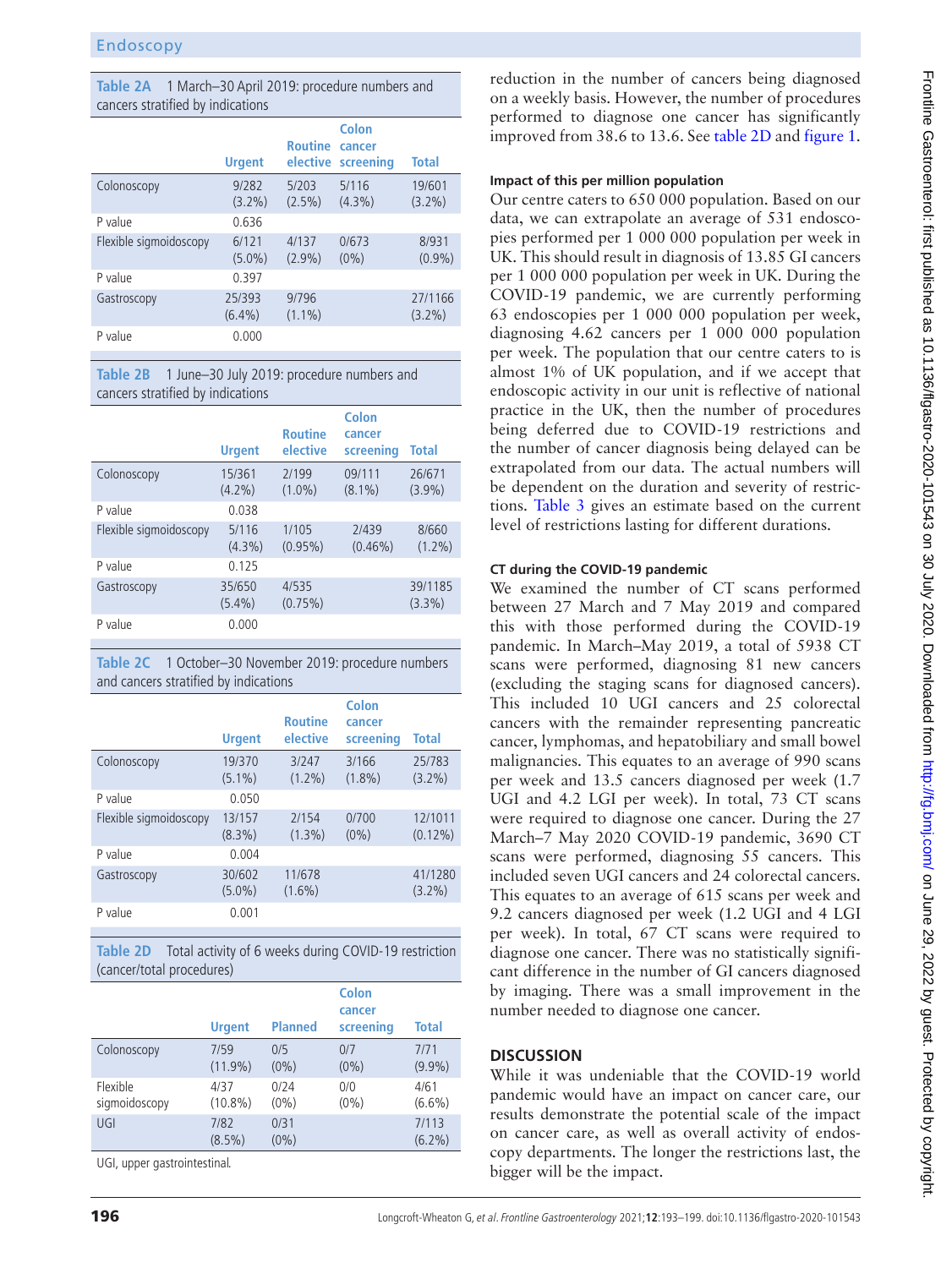**Table 2A** 1 March–30 April 2019: procedure numbers and cancers stratified by indications

| | Urgent | Routine elective | Colon cancer screening | Total |
|---|---|---|---|---|
| Colonoscopy | 9/282 (3.2%) | 5/203 (2.5%) | 5/116 (4.3%) | 19/601 (3.2%) |
| P value | 0.636 | | | |
| Flexible sigmoidoscopy | 6/121 (5.0%) | 4/137 (2.9%) | 0/673 (0%) | 8/931 (0.9%) |
| P value | 0.397 | | | |
| Gastroscopy | 25/393 (6.4%) | 9/796 (1.1%) | | 27/1166 (3.2%) |
| P value | 0.000 | | | |

**Table 2B** 1 June–30 July 2019: procedure numbers and cancers stratified by indications

| | Urgent | Routine elective | Colon cancer screening | Total |
|---|---|---|---|---|
| Colonoscopy | 15/361 (4.2%) | 2/199 (1.0%) | 09/111 (8.1%) | 26/671 (3.9%) |
| P value | 0.038 | | | |
| Flexible sigmoidoscopy | 5/116 (4.3%) | 1/105 (0.95%) | 2/439 (0.46%) | 8/660 (1.2%) |
| P value | 0.125 | | | |
| Gastroscopy | 35/650 (5.4%) | 4/535 (0.75%) | | 39/1185 (3.3%) |
| P value | 0.000 | | | |

**Table 2C** 1 October–30 November 2019: procedure numbers and cancers stratified by indications

| | Urgent | Routine elective | Colon cancer screening | Total |
|---|---|---|---|---|
| Colonoscopy | 19/370 (5.1%) | 3/247 (1.2%) | 3/166 (1.8%) | 25/783 (3.2%) |
| P value | 0.050 | | | |
| Flexible sigmoidoscopy | 13/157 (8.3%) | 2/154 (1.3%) | 0/700 (0%) | 12/1011 (0.12%) |
| P value | 0.004 | | | |
| Gastroscopy | 30/602 (5.0%) | 11/678 (1.6%) | | 41/1280 (3.2%) |
| P value | 0.001 | | | |

**Table 2D** Total activity of 6 weeks during COVID-19 restriction (cancer/total procedures)

| | Urgent | Planned | Colon cancer screening | Total |
|---|---|---|---|---|
| Colonoscopy | 7/59 (11.9%) | 0/5 (0%) | 0/7 (0%) | 7/71 (9.9%) |
| Flexible sigmoidoscopy | 4/37 (10.8%) | 0/24 (0%) | 0/0 (0%) | 4/61 (6.6%) |
| UGI | 7/82 (8.5%) | 0/31 (0%) | | 7/113 (6.2%) |

UGI, upper gastrointestinal.

reduction in the number of cancers being diagnosed on a weekly basis. However, the number of procedures performed to diagnose one cancer has significantly improved from 38.6 to 13.6. See table 2D and figure 1.

### Impact of this per million population

Our centre caters to 650 000 population. Based on our data, we can extrapolate an average of 531 endoscopies performed per 1 000 000 population per week in UK. This should result in diagnosis of 13.85 GI cancers per 1 000 000 population per week in UK. During the COVID-19 pandemic, we are currently performing 63 endoscopies per 1 000 000 population per week, diagnosing 4.62 cancers per 1 000 000 population per week. The population that our centre caters to is almost 1% of UK population, and if we accept that endoscopic activity in our unit is reflective of national practice in the UK, then the number of procedures being deferred due to COVID-19 restrictions and the number of cancer diagnosis being delayed can be extrapolated from our data. The actual numbers will be dependent on the duration and severity of restrictions. Table 3 gives an estimate based on the current level of restrictions lasting for different durations.

### CT during the COVID-19 pandemic

We examined the number of CT scans performed between 27 March and 7 May 2019 and compared this with those performed during the COVID-19 pandemic. In March–May 2019, a total of 5938 CT scans were performed, diagnosing 81 new cancers (excluding the staging scans for diagnosed cancers). This included 10 UGI cancers and 25 colorectal cancers with the remainder representing pancreatic cancer, lymphomas, and hepatobiliary and small bowel malignancies. This equates to an average of 990 scans per week and 13.5 cancers diagnosed per week (1.7 UGI and 4.2 LGI per week). In total, 73 CT scans were required to diagnose one cancer. During the 27 March–7 May 2020 COVID-19 pandemic, 3690 CT scans were performed, diagnosing 55 cancers. This included seven UGI cancers and 24 colorectal cancers. This equates to an average of 615 scans per week and 9.2 cancers diagnosed per week (1.2 UGI and 4 LGI per week). In total, 67 CT scans were required to diagnose one cancer. There was no statistically significant difference in the number of GI cancers diagnosed by imaging. There was a small improvement in the number needed to diagnose one cancer.

## DISCUSSION

While it was undeniable that the COVID-19 world pandemic would have an impact on cancer care, our results demonstrate the potential scale of the impact on cancer care, as well as overall activity of endoscopy departments. The longer the restrictions last, the bigger will be the impact.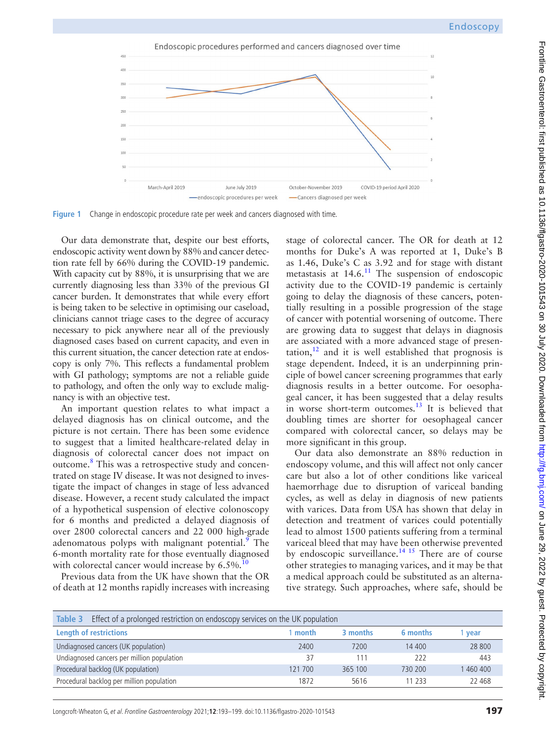Figure 1 Change in endoscopic procedure rate per week and cancers diagnosed with time.

Our data demonstrate that, despite our best efforts, endoscopic activity went down by 88% and cancer detection rate fell by 66% during the COVID-19 pandemic. With capacity cut by 88%, it is unsurprising that we are currently diagnosing less than 33% of the previous GI cancer burden. It demonstrates that while every effort is being taken to be selective in optimising our caseload, clinicians cannot triage cases to the degree of accuracy necessary to pick anywhere near all of the previously diagnosed cases based on current capacity, and even in this current situation, the cancer detection rate at endoscopy is only 7%. This reflects a fundamental problem with GI pathology; symptoms are not a reliable guide to pathology, and often the only way to exclude malignancy is with an objective test.

An important question relates to what impact a delayed diagnosis has on clinical outcome, and the picture is not certain. There has been some evidence to suggest that a limited healthcare-related delay in diagnosis of colorectal cancer does not impact on outcome.[8] This was a retrospective study and concentrated on stage IV disease. It was not designed to investigate the impact of changes in stage of less advanced disease. However, a recent study calculated the impact of a hypothetical suspension of elective colonoscopy for 6 months and predicted a delayed diagnosis of over 2800 colorectal cancers and 22 000 high-grade adenomatous polyps with malignant potential.[9] The 6-month mortality rate for those eventually diagnosed with colorectal cancer would increase by 6.5%.[10]

Previous data from the UK have shown that the OR of death at 12 months rapidly increases with increasing stage of colorectal cancer. The OR for death at 12 months for Duke's A was reported at 1, Duke's B as 1.46, Duke's C as 3.92 and for stage with distant metastasis at 14.6.[11] The suspension of endoscopic activity due to the COVID-19 pandemic is certainly going to delay the diagnosis of these cancers, potentially resulting in a possible progression of the stage of cancer with potential worsening of outcome. There are growing data to suggest that delays in diagnosis are associated with a more advanced stage of presentation,[12] and it is well established that prognosis is stage dependent. Indeed, it is an underpinning principle of bowel cancer screening programmes that early diagnosis results in a better outcome. For oesophageal cancer, it has been suggested that a delay results in worse short-term outcomes.[13] It is believed that doubling times are shorter for oesophageal cancer compared with colorectal cancer, so delays may be more significant in this group.

Our data also demonstrate an 88% reduction in endoscopy volume, and this will affect not only cancer care but also a lot of other conditions like variceal haemorrhage due to disruption of variceal banding cycles, as well as delay in diagnosis of new patients with varices. Data from USA has shown that delay in detection and treatment of varices could potentially lead to almost 1500 patients suffering from a terminal variceal bleed that may have been otherwise prevented by endoscopic surveillance.[14,15] There are of course other strategies to managing varices, and it may be that a medical approach could be substituted as an alternative strategy. Such approaches, where safe, should be

**Table 3** Effect of a prolonged restriction on endoscopy services on the UK population

| Length of restrictions | 1 month | 3 months | 6 months | 1 year |
|---|---|---|---|---|
| Undiagnosed cancers (UK population) | 2400 | 7200 | 14 400 | 28 800 |
| Undiagnosed cancers per million population | 37 | 111 | 222 | 443 |
| Procedural backlog (UK population) | 121 700 | 365 100 | 730 200 | 1 460 400 |
| Procedural backlog per million population | 1872 | 5616 | 11 233 | 22 468 |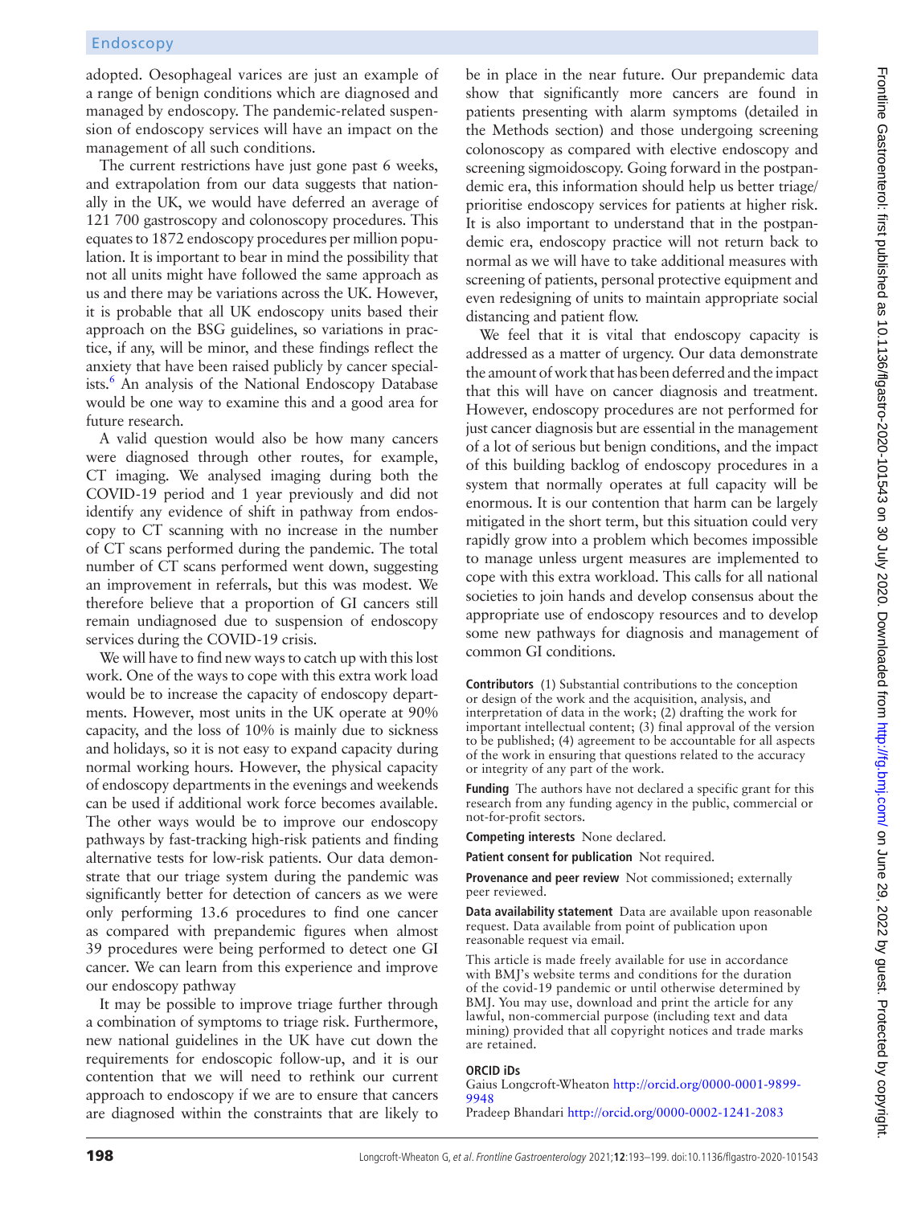adopted. Oesophageal varices are just an example of a range of benign conditions which are diagnosed and managed by endoscopy. The pandemic-related suspension of endoscopy services will have an impact on the management of all such conditions.

The current restrictions have just gone past 6 weeks, and extrapolation from our data suggests that nationally in the UK, we would have deferred an average of 121 700 gastroscopy and colonoscopy procedures. This equates to 1872 endoscopy procedures per million population. It is important to bear in mind the possibility that not all units might have followed the same approach as us and there may be variations across the UK. However, it is probable that all UK endoscopy units based their approach on the BSG guidelines, so variations in practice, if any, will be minor, and these findings reflect the anxiety that have been raised publicly by cancer specialists.[6] An analysis of the National Endoscopy Database would be one way to examine this and a good area for future research.

A valid question would also be how many cancers were diagnosed through other routes, for example, CT imaging. We analysed imaging during both the COVID-19 period and 1 year previously and did not identify any evidence of shift in pathway from endoscopy to CT scanning with no increase in the number of CT scans performed during the pandemic. The total number of CT scans performed went down, suggesting an improvement in referrals, but this was modest. We therefore believe that a proportion of GI cancers still remain undiagnosed due to suspension of endoscopy services during the COVID-19 crisis.

We will have to find new ways to catch up with this lost work. One of the ways to cope with this extra work load would be to increase the capacity of endoscopy departments. However, most units in the UK operate at 90% capacity, and the loss of 10% is mainly due to sickness and holidays, so it is not easy to expand capacity during normal working hours. However, the physical capacity of endoscopy departments in the evenings and weekends can be used if additional work force becomes available. The other ways would be to improve our endoscopy pathways by fast-tracking high-risk patients and finding alternative tests for low-risk patients. Our data demonstrate that our triage system during the pandemic was significantly better for detection of cancers as we were only performing 13.6 procedures to find one cancer as compared with prepandemic figures when almost 39 procedures were being performed to detect one GI cancer. We can learn from this experience and improve our endoscopy pathway

It may be possible to improve triage further through a combination of symptoms to triage risk. Furthermore, new national guidelines in the UK have cut down the requirements for endoscopic follow-up, and it is our contention that we will need to rethink our current approach to endoscopy if we are to ensure that cancers are diagnosed within the constraints that are likely to be in place in the near future. Our prepandemic data show that significantly more cancers are found in patients presenting with alarm symptoms (detailed in the Methods section) and those undergoing screening colonoscopy as compared with elective endoscopy and screening sigmoidoscopy. Going forward in the postpandemic era, this information should help us better triage/prioritise endoscopy services for patients at higher risk. It is also important to understand that in the postpandemic era, endoscopy practice will not return back to normal as we will have to take additional measures with screening of patients, personal protective equipment and even redesigning of units to maintain appropriate social distancing and patient flow.

We feel that it is vital that endoscopy capacity is addressed as a matter of urgency. Our data demonstrate the amount of work that has been deferred and the impact that this will have on cancer diagnosis and treatment. However, endoscopy procedures are not performed for just cancer diagnosis but are essential in the management of a lot of serious but benign conditions, and the impact of this building backlog of endoscopy procedures in a system that normally operates at full capacity will be enormous. It is our contention that harm can be largely mitigated in the short term, but this situation could very rapidly grow into a problem which becomes impossible to manage unless urgent measures are implemented to cope with this extra workload. This calls for all national societies to join hands and develop consensus about the appropriate use of endoscopy resources and to develop some new pathways for diagnosis and management of common GI conditions.

**Contributors** (1) Substantial contributions to the conception or design of the work and the acquisition, analysis, and interpretation of data in the work; (2) drafting the work for important intellectual content; (3) final approval of the version to be published; (4) agreement to be accountable for all aspects of the work in ensuring that questions related to the accuracy or integrity of any part of the work.

**Funding** The authors have not declared a specific grant for this research from any funding agency in the public, commercial or not-for-profit sectors.

**Competing interests** None declared.

**Patient consent for publication** Not required.

**Provenance and peer review** Not commissioned; externally peer reviewed.

**Data availability statement** Data are available upon reasonable request. Data available from point of publication upon reasonable request via email.

This article is made freely available for use in accordance with BMJ's website terms and conditions for the duration of the covid-19 pandemic or until otherwise determined by BMJ. You may use, download and print the article for any lawful, non-commercial purpose (including text and data mining) provided that all copyright notices and trade marks are retained.

**ORCID iDs**

Gaius Longcroft-Wheaton http://orcid.org/0000-0001-9899-9948

Pradeep Bhandari http://orcid.org/0000-0002-1241-2083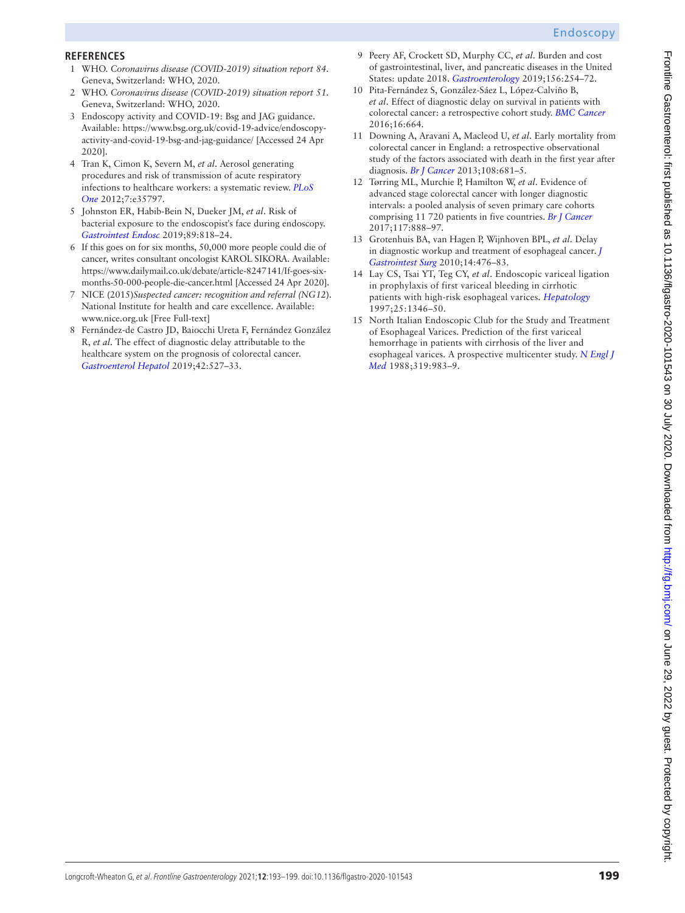## REFERENCES

1. WHO. *Coronavirus disease (COVID-2019) situation report 84*. Geneva, Switzerland: WHO, 2020.
2. WHO. *Coronavirus disease (COVID-2019) situation report 51*. Geneva, Switzerland: WHO, 2020.
3. Endoscopy activity and COVID-19: Bsg and JAG guidance. Available: https://www.bsg.org.uk/covid-19-advice/endoscopy-activity-and-covid-19-bsg-and-jag-guidance/ [Accessed 24 Apr 2020].
4. Tran K, Cimon K, Severn M, *et al*. Aerosol generating procedures and risk of transmission of acute respiratory infections to healthcare workers: a systematic review. *PLoS One* 2012;7:e35797.
5. Johnston ER, Habib-Bein N, Dueker JM, *et al*. Risk of bacterial exposure to the endoscopist's face during endoscopy. *Gastrointest Endosc* 2019;89:818–24.
6. If this goes on for six months, 50,000 more people could die of cancer, writes consultant oncologist KAROL SIKORA. Available: https://www.dailymail.co.uk/debate/article-8247141/If-goes-six-months-50-000-people-die-cancer.html [Accessed 24 Apr 2020].
7. NICE (2015)*Suspected cancer: recognition and referral (NG12)*. National Institute for health and care excellence. Available: www.nice.org.uk [Free Full-text]
8. Fernández-de Castro JD, Baiocchi Ureta F, Fernández González R, *et al*. The effect of diagnostic delay attributable to the healthcare system on the prognosis of colorectal cancer. *Gastroenterol Hepatol* 2019;42:527–33.
9. Peery AF, Crockett SD, Murphy CC, *et al*. Burden and cost of gastrointestinal, liver, and pancreatic diseases in the United States: update 2018. *Gastroenterology* 2019;156:254–72.
10. Pita-Fernández S, González-Sáez L, López-Calviño B, *et al*. Effect of diagnostic delay on survival in patients with colorectal cancer: a retrospective cohort study. *BMC Cancer* 2016;16:664.
11. Downing A, Aravani A, Macleod U, *et al*. Early mortality from colorectal cancer in England: a retrospective observational study of the factors associated with death in the first year after diagnosis. *Br J Cancer* 2013;108:681–5.
12. Tørring ML, Murchie P, Hamilton W, *et al*. Evidence of advanced stage colorectal cancer with longer diagnostic intervals: a pooled analysis of seven primary care cohorts comprising 11 720 patients in five countries. *Br J Cancer* 2017;117:888–97.
13. Grotenhuis BA, van Hagen P, Wijnhoven BPL, *et al*. Delay in diagnostic workup and treatment of esophageal cancer. *J Gastrointest Surg* 2010;14:476–83.
14. Lay CS, Tsai YT, Teg CY, *et al*. Endoscopic variceal ligation in prophylaxis of first variceal bleeding in cirrhotic patients with high-risk esophageal varices. *Hepatology* 1997;25:1346–50.
15. North Italian Endoscopic Club for the Study and Treatment of Esophageal Varices. Prediction of the first variceal hemorrhage in patients with cirrhosis of the liver and esophageal varices. A prospective multicenter study. *N Engl J Med* 1988;319:983–9.